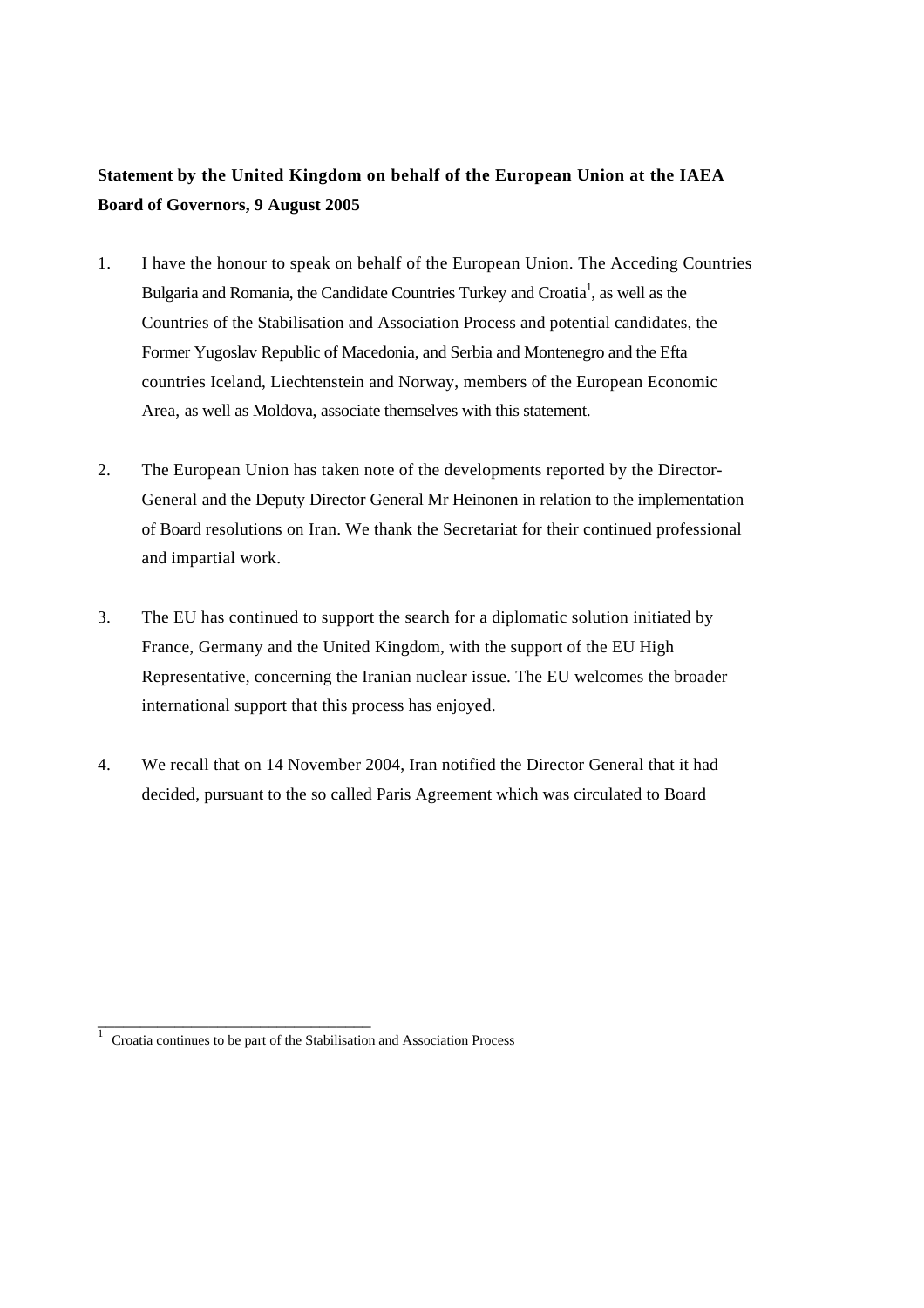**Statement by the United Kingdom on behalf of the European Union at the IAEA Board of Governors, 9 August 2005**

1. I have the honour to speak on behalf of the European Union. The Acceding Countries Bulgaria and Romania, the Candidate Countries Turkey and Croatia[1], as well as the Countries of the Stabilisation and Association Process and potential candidates, the Former Yugoslav Republic of Macedonia, and Serbia and Montenegro and the Efta countries Iceland, Liechtenstein and Norway, members of the European Economic Area, as well as Moldova, associate themselves with this statement.

2. The European Union has taken note of the developments reported by the Director-General and the Deputy Director General Mr Heinonen in relation to the implementation of Board resolutions on Iran. We thank the Secretariat for their continued professional and impartial work.

3. The EU has continued to support the search for a diplomatic solution initiated by France, Germany and the United Kingdom, with the support of the EU High Representative, concerning the Iranian nuclear issue. The EU welcomes the broader international support that this process has enjoyed.

4. We recall that on 14 November 2004, Iran notified the Director General that it had decided, pursuant to the so called Paris Agreement which was circulated to Board

---

[1] Croatia continues to be part of the Stabilisation and Association Process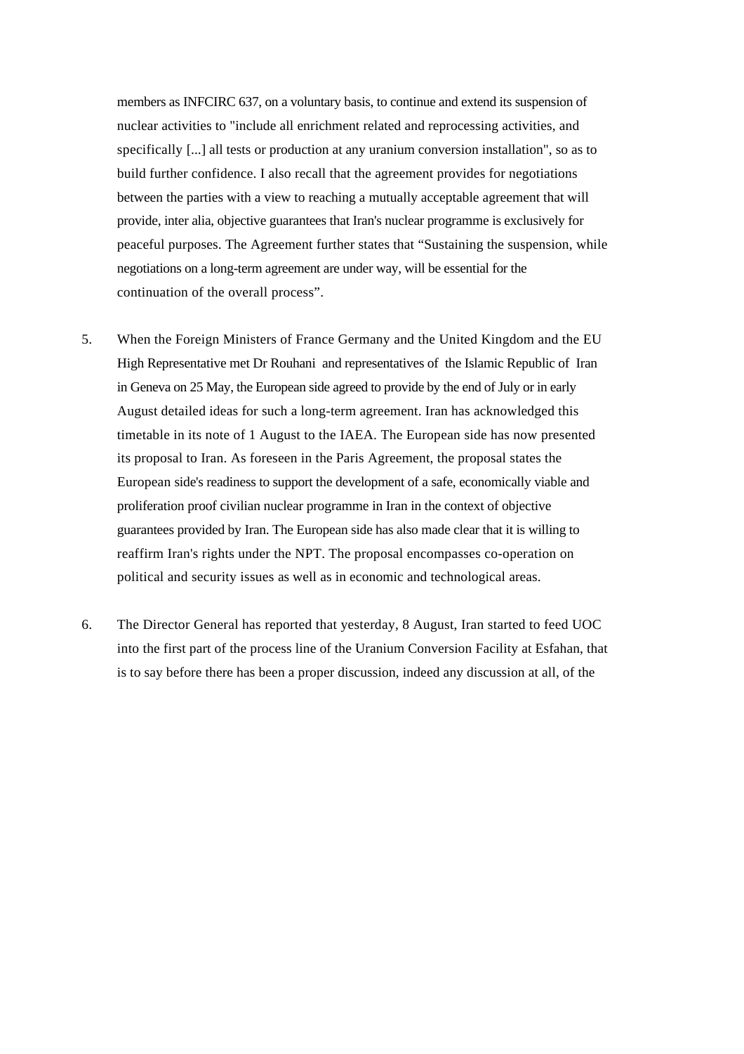members as INFCIRC 637, on a voluntary basis, to continue and extend its suspension of nuclear activities to "include all enrichment related and reprocessing activities, and specifically [...] all tests or production at any uranium conversion installation", so as to build further confidence. I also recall that the agreement provides for negotiations between the parties with a view to reaching a mutually acceptable agreement that will provide, inter alia, objective guarantees that Iran's nuclear programme is exclusively for peaceful purposes. The Agreement further states that "Sustaining the suspension, while negotiations on a long-term agreement are under way, will be essential for the continuation of the overall process".

5. When the Foreign Ministers of France Germany and the United Kingdom and the EU High Representative met Dr Rouhani and representatives of the Islamic Republic of Iran in Geneva on 25 May, the European side agreed to provide by the end of July or in early August detailed ideas for such a long-term agreement. Iran has acknowledged this timetable in its note of 1 August to the IAEA. The European side has now presented its proposal to Iran. As foreseen in the Paris Agreement, the proposal states the European side's readiness to support the development of a safe, economically viable and proliferation proof civilian nuclear programme in Iran in the context of objective guarantees provided by Iran. The European side has also made clear that it is willing to reaffirm Iran's rights under the NPT. The proposal encompasses co-operation on political and security issues as well as in economic and technological areas.

6. The Director General has reported that yesterday, 8 August, Iran started to feed UOC into the first part of the process line of the Uranium Conversion Facility at Esfahan, that is to say before there has been a proper discussion, indeed any discussion at all, of the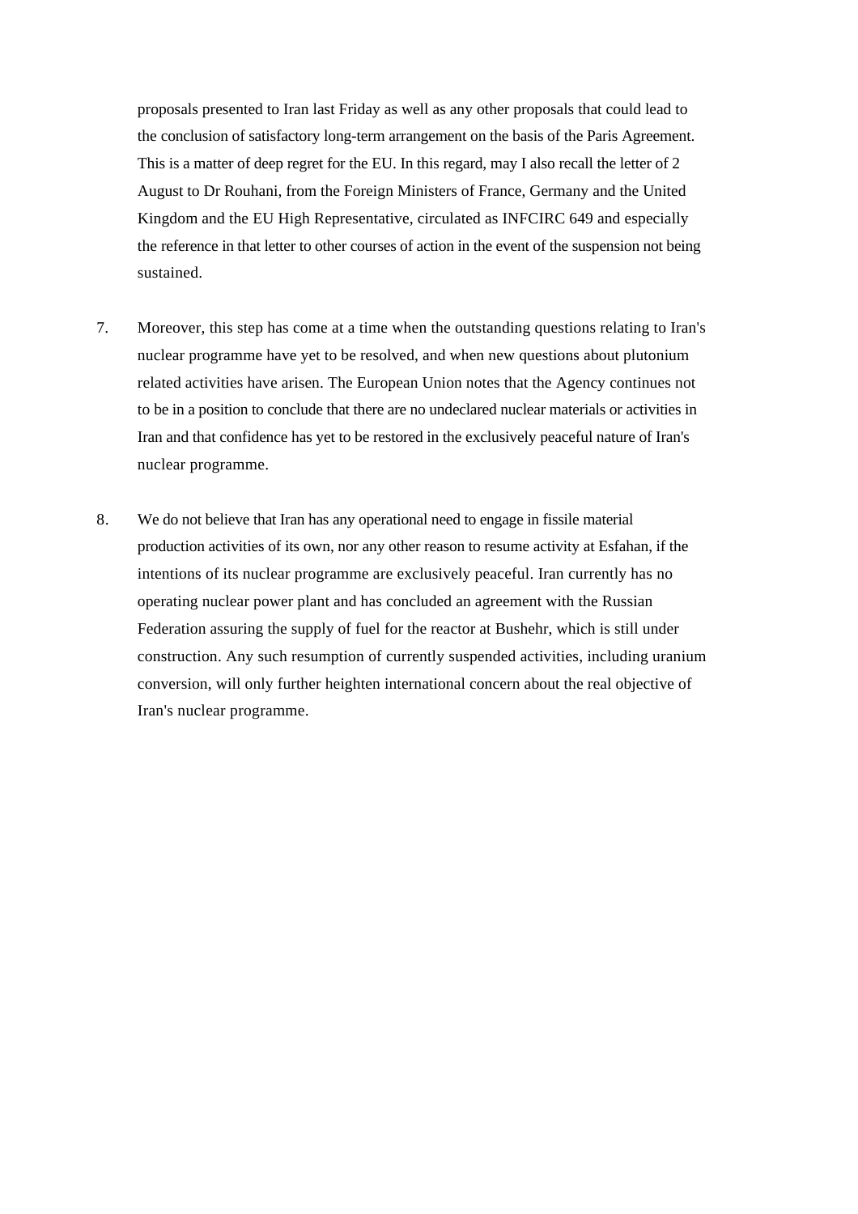proposals presented to Iran last Friday as well as any other proposals that could lead to the conclusion of satisfactory long-term arrangement on the basis of the Paris Agreement. This is a matter of deep regret for the EU. In this regard, may I also recall the letter of 2 August to Dr Rouhani, from the Foreign Ministers of France, Germany and the United Kingdom and the EU High Representative, circulated as INFCIRC 649 and especially the reference in that letter to other courses of action in the event of the suspension not being sustained.

7. Moreover, this step has come at a time when the outstanding questions relating to Iran's nuclear programme have yet to be resolved, and when new questions about plutonium related activities have arisen. The European Union notes that the Agency continues not to be in a position to conclude that there are no undeclared nuclear materials or activities in Iran and that confidence has yet to be restored in the exclusively peaceful nature of Iran's nuclear programme.

8. We do not believe that Iran has any operational need to engage in fissile material production activities of its own, nor any other reason to resume activity at Esfahan, if the intentions of its nuclear programme are exclusively peaceful. Iran currently has no operating nuclear power plant and has concluded an agreement with the Russian Federation assuring the supply of fuel for the reactor at Bushehr, which is still under construction. Any such resumption of currently suspended activities, including uranium conversion, will only further heighten international concern about the real objective of Iran's nuclear programme.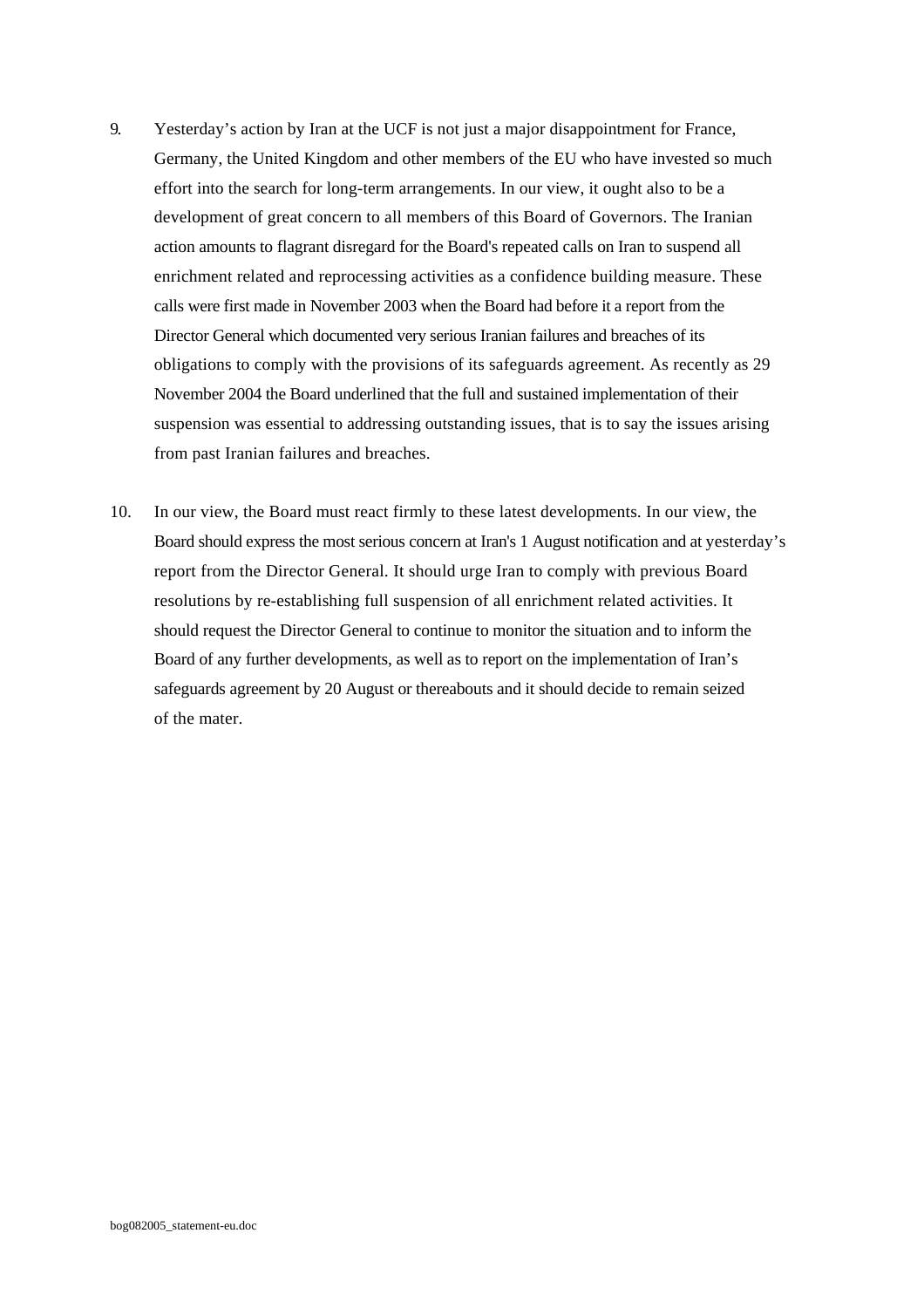9. Yesterday's action by Iran at the UCF is not just a major disappointment for France, Germany, the United Kingdom and other members of the EU who have invested so much effort into the search for long-term arrangements. In our view, it ought also to be a development of great concern to all members of this Board of Governors. The Iranian action amounts to flagrant disregard for the Board's repeated calls on Iran to suspend all enrichment related and reprocessing activities as a confidence building measure. These calls were first made in November 2003 when the Board had before it a report from the Director General which documented very serious Iranian failures and breaches of its obligations to comply with the provisions of its safeguards agreement. As recently as 29 November 2004 the Board underlined that the full and sustained implementation of their suspension was essential to addressing outstanding issues, that is to say the issues arising from past Iranian failures and breaches.

10. In our view, the Board must react firmly to these latest developments. In our view, the Board should express the most serious concern at Iran's 1 August notification and at yesterday's report from the Director General. It should urge Iran to comply with previous Board resolutions by re-establishing full suspension of all enrichment related activities. It should request the Director General to continue to monitor the situation and to inform the Board of any further developments, as well as to report on the implementation of Iran's safeguards agreement by 20 August or thereabouts and it should decide to remain seized of the mater.

bog082005_statement-eu.doc